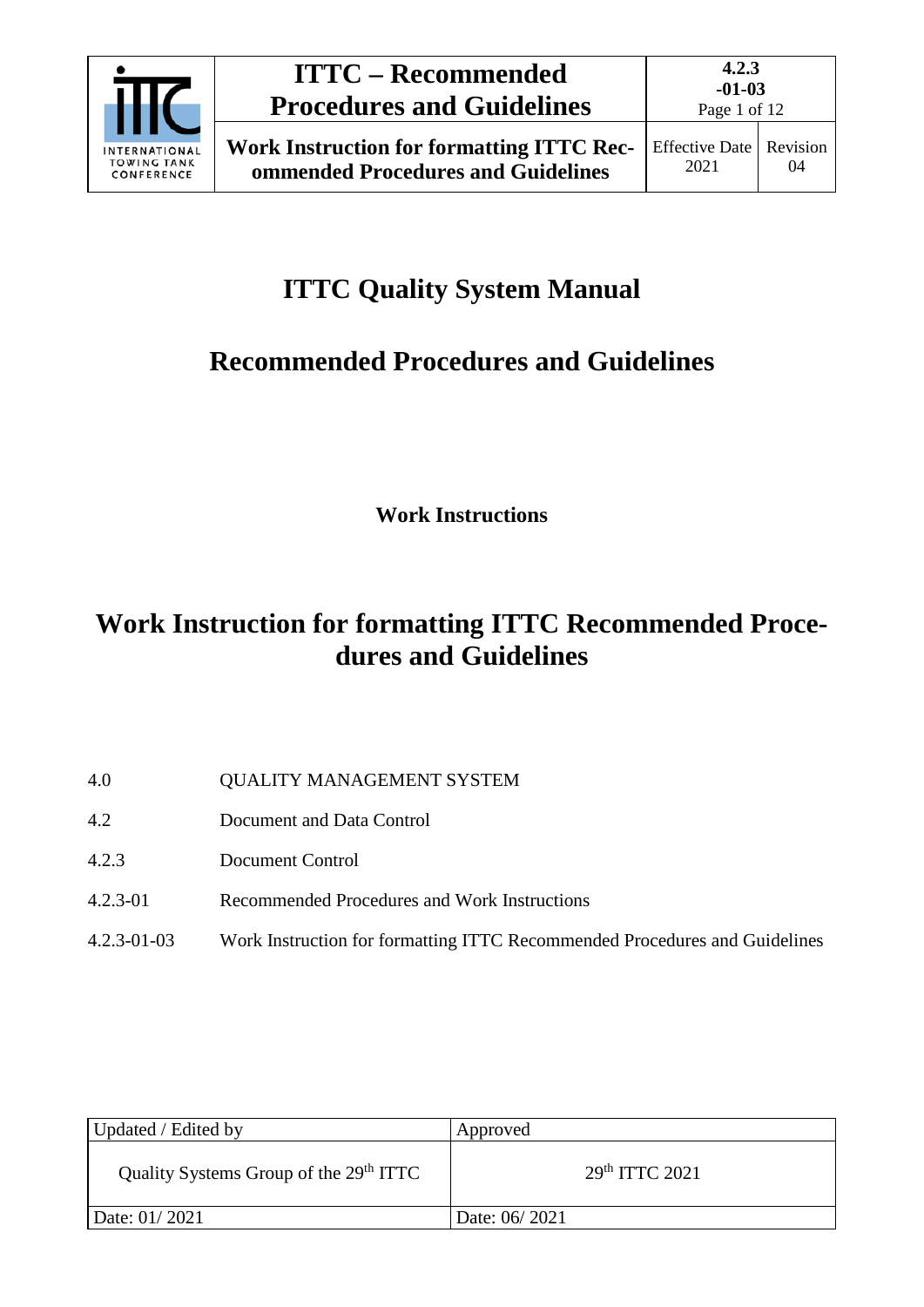# ITTC Quality System Manual

## Recommended Procedures and Guidelines

**Work Instructions**

# Work Instruction for formatting ITTC Recommended Procedures and Guidelines

| | |
|---|---|
| 4.0 | QUALITY MANAGEMENT SYSTEM |
| 4.2 | Document and Data Control |
| 4.2.3 | Document Control |
| 4.2.3-01 | Recommended Procedures and Work Instructions |
| 4.2.3-01-03 | Work Instruction for formatting ITTC Recommended Procedures and Guidelines |

| Updated / Edited by | Approved |
|---|---|
| Quality Systems Group of the 29th ITTC | 29th ITTC 2021 |
| Date: 01/ 2021 | Date: 06/ 2021 |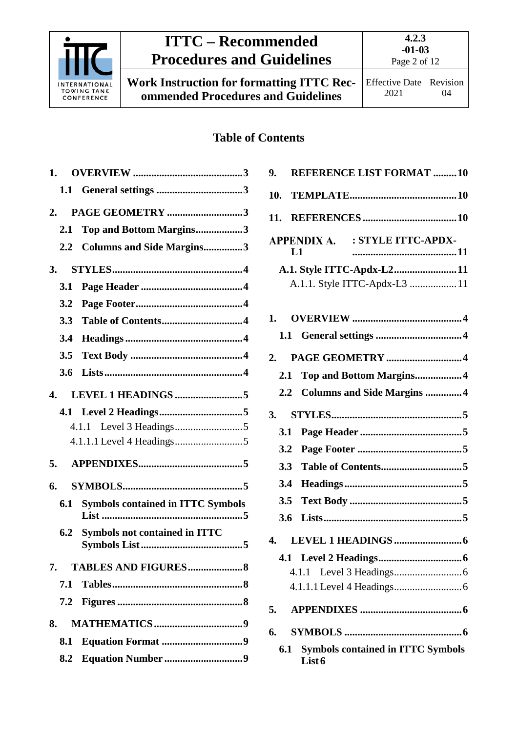## Table of Contents

1. **OVERVIEW** .......................................... 3
   - 1.1 **General settings** ................................. 3
2. **PAGE GEOMETRY** ............................. 3
   - 2.1 **Top and Bottom Margins** .................. 3
   - 2.2 **Columns and Side Margins** ............... 3
3. **STYLES** .................................................. 4
   - 3.1 **Page Header** ....................................... 4
   - 3.2 **Page Footer** ......................................... 4
   - 3.3 **Table of Contents** ............................... 4
   - 3.4 **Headings** ............................................. 4
   - 3.5 **Text Body** ........................................... 4
   - 3.6 **Lists** ..................................................... 4
4. **LEVEL 1 HEADINGS** .......................... 5
   - 4.1 **Level 2 Headings** ................................ 5
     - 4.1.1 Level 3 Headings .......................... 5
     - 4.1.1.1 Level 4 Headings .......................... 5
5. **APPENDIXES** ........................................ 5
6. **SYMBOLS** ............................................. 5
   - 6.1 **Symbols contained in ITTC Symbols List** ...................................................... 5
   - 6.2 **Symbols not contained in ITTC Symbols List** ....................................... 5
7. **TABLES AND FIGURES** ..................... 8
   - 7.1 **Tables** .................................................. 8
   - 7.2 **Figures** ................................................ 8
8. **MATHEMATICS** .................................. 9
   - 8.1 **Equation Format** ............................... 9
   - 8.2 **Equation Number** .............................. 9
9. **REFERENCE LIST FORMAT** ......... 10
10. **TEMPLATE** ......................................... 10
11. **REFERENCES** .................................... 10

**APPENDIX A. : STYLE ITTC-APDX-L1** ........................................ 11

- **A.1. Style ITTC-Apdx-L2** ........................ 11
  - A.1.1. Style ITTC-Apdx-L3 .................. 11

1. **OVERVIEW** .......................................... 4
   - 1.1 **General settings** ................................. 4
2. **PAGE GEOMETRY** ............................. 4
   - 2.1 **Top and Bottom Margins** .................. 4
   - 2.2 **Columns and Side Margins** .............. 4
3. **STYLES** .................................................. 5
   - 3.1 **Page Header** ....................................... 5
   - 3.2 **Page Footer** ........................................ 5
   - 3.3 **Table of Contents** ............................... 5
   - 3.4 **Headings** ............................................. 5
   - 3.5 **Text Body** ........................................... 5
   - 3.6 **Lists** ..................................................... 5
4. **LEVEL 1 HEADINGS** .......................... 6
   - 4.1 **Level 2 Headings** ................................ 6
     - 4.1.1 Level 3 Headings .......................... 6
     - 4.1.1.1 Level 4 Headings .......................... 6
5. **APPENDIXES** ....................................... 6
6. **SYMBOLS** ............................................. 6
   - 6.1 **Symbols contained in ITTC Symbols List** 6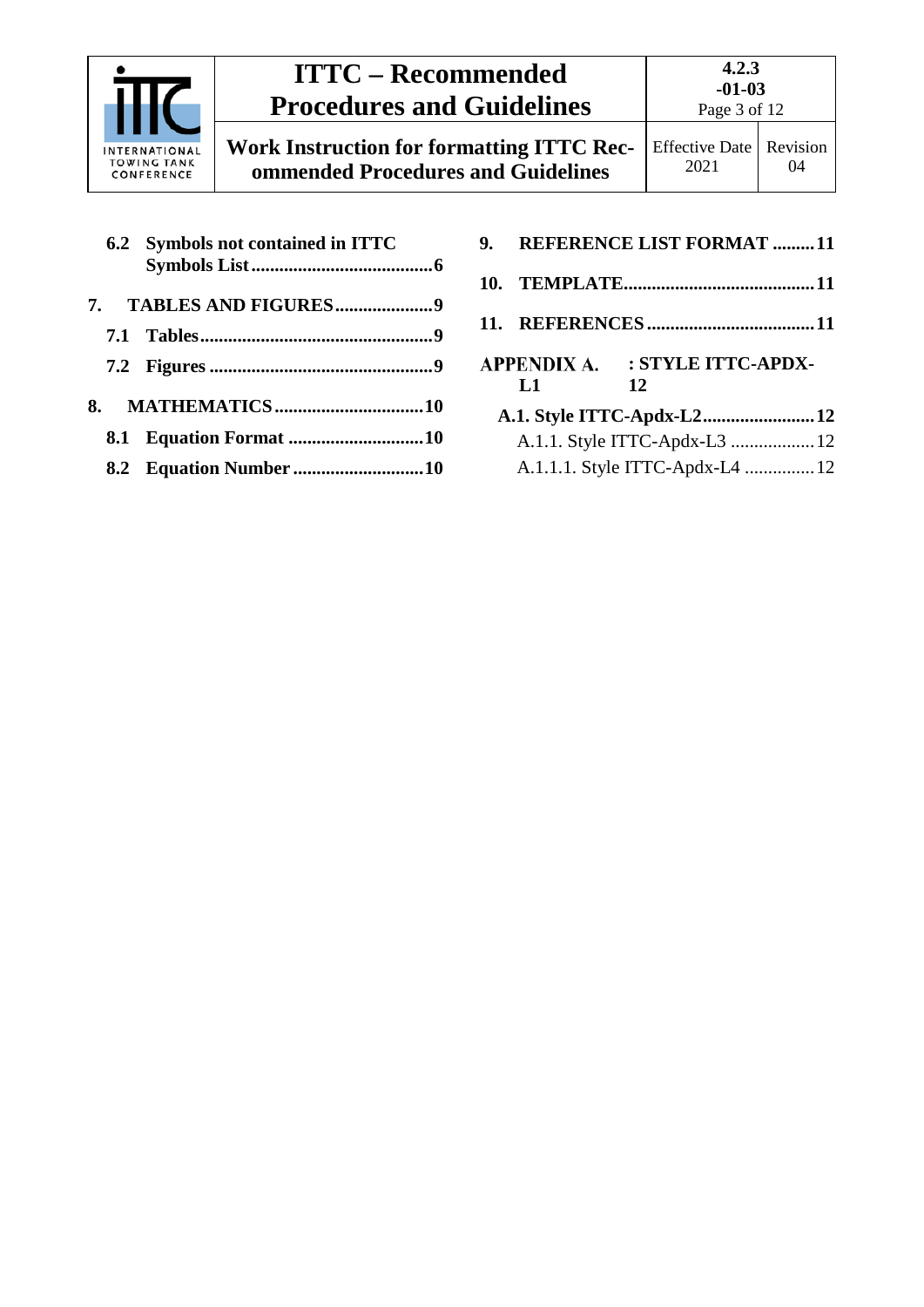6.2 **Symbols not contained in ITTC Symbols List** ....................................... 6

7. **TABLES AND FIGURES** ..................... 9

7.1 **Tables** .................................................. 9

7.2 **Figures** ................................................ 9

8. **MATHEMATICS** ................................ 10

8.1 **Equation Format** ............................. 10

8.2 **Equation Number** ............................ 10

9. **REFERENCE LIST FORMAT** ......... 11

10. **TEMPLATE** ......................................... 11

11. **REFERENCES** .................................... 11

**APPENDIX A. : STYLE ITTC-APDX-L1** 12

**A.1. Style ITTC-Apdx-L2** ........................ 12

A.1.1. Style ITTC-Apdx-L3 .................. 12

A.1.1.1. Style ITTC-Apdx-L4 ............... 12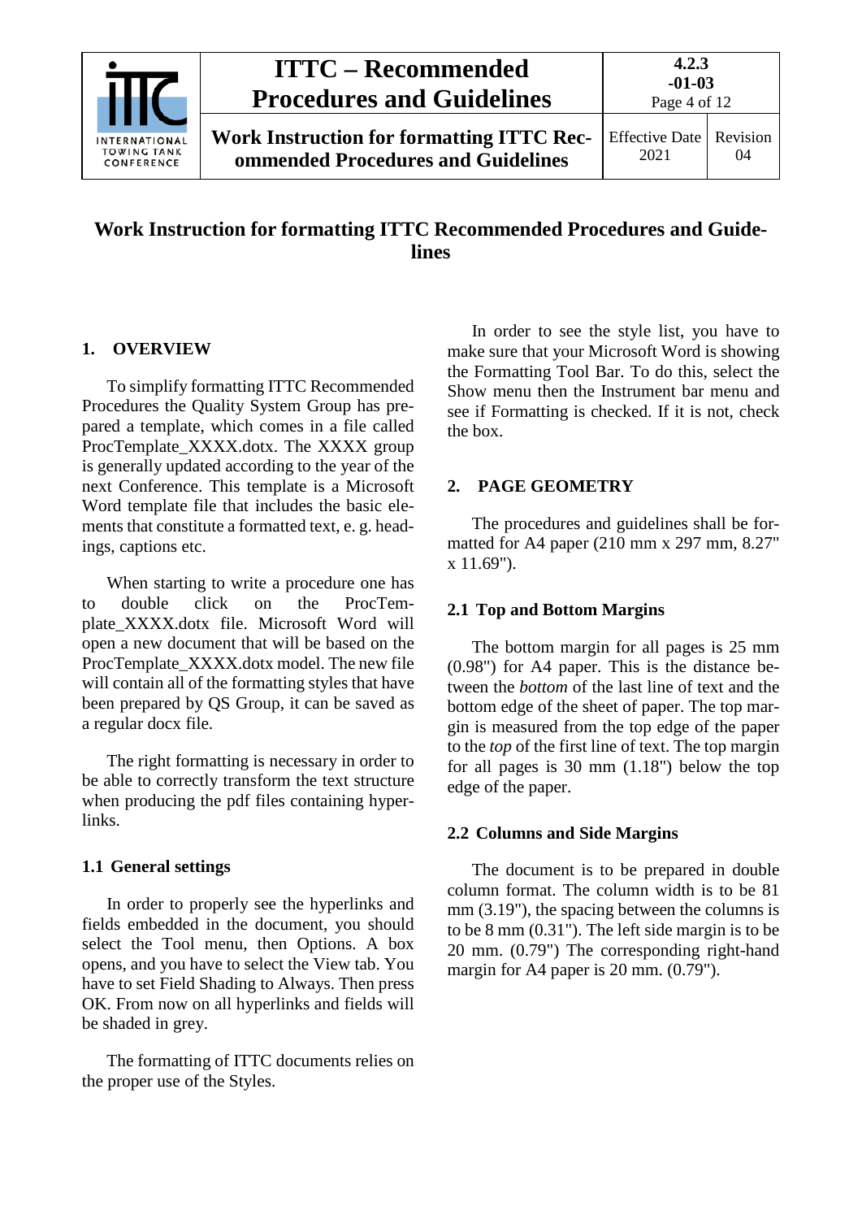# Work Instruction for formatting ITTC Recommended Procedures and Guidelines

## 1. OVERVIEW

To simplify formatting ITTC Recommended Procedures the Quality System Group has prepared a template, which comes in a file called ProcTemplate_XXXX.dotx. The XXXX group is generally updated according to the year of the next Conference. This template is a Microsoft Word template file that includes the basic elements that constitute a formatted text, e. g. headings, captions etc.

When starting to write a procedure one has to double click on the ProcTemplate_XXXX.dotx file. Microsoft Word will open a new document that will be based on the ProcTemplate_XXXX.dotx model. The new file will contain all of the formatting styles that have been prepared by QS Group, it can be saved as a regular docx file.

The right formatting is necessary in order to be able to correctly transform the text structure when producing the pdf files containing hyperlinks.

### 1.1 General settings

In order to properly see the hyperlinks and fields embedded in the document, you should select the Tool menu, then Options. A box opens, and you have to select the View tab. You have to set Field Shading to Always. Then press OK. From now on all hyperlinks and fields will be shaded in grey.

The formatting of ITTC documents relies on the proper use of the Styles.

In order to see the style list, you have to make sure that your Microsoft Word is showing the Formatting Tool Bar. To do this, select the Show menu then the Instrument bar menu and see if Formatting is checked. If it is not, check the box.

## 2. PAGE GEOMETRY

The procedures and guidelines shall be formatted for A4 paper (210 mm x 297 mm, 8.27" x 11.69").

### 2.1 Top and Bottom Margins

The bottom margin for all pages is 25 mm (0.98") for A4 paper. This is the distance between the *bottom* of the last line of text and the bottom edge of the sheet of paper. The top margin is measured from the top edge of the paper to the *top* of the first line of text. The top margin for all pages is 30 mm (1.18") below the top edge of the paper.

### 2.2 Columns and Side Margins

The document is to be prepared in double column format. The column width is to be 81 mm (3.19"), the spacing between the columns is to be 8 mm (0.31"). The left side margin is to be 20 mm. (0.79") The corresponding right-hand margin for A4 paper is 20 mm. (0.79").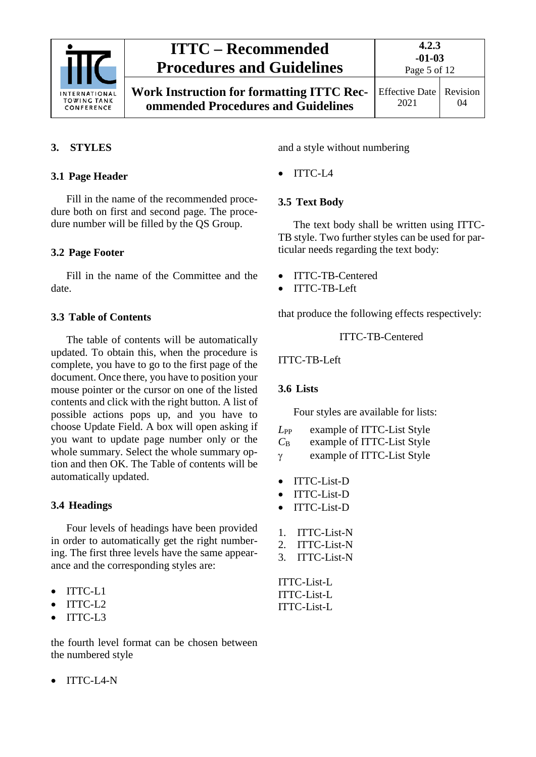## 3. STYLES

### 3.1 Page Header

Fill in the name of the recommended procedure both on first and second page. The procedure number will be filled by the QS Group.

### 3.2 Page Footer

Fill in the name of the Committee and the date.

### 3.3 Table of Contents

The table of contents will be automatically updated. To obtain this, when the procedure is complete, you have to go to the first page of the document. Once there, you have to position your mouse pointer or the cursor on one of the listed contents and click with the right button. A list of possible actions pops up, and you have to choose Update Field. A box will open asking if you want to update page number only or the whole summary. Select the whole summary option and then OK. The Table of contents will be automatically updated.

### 3.4 Headings

Four levels of headings have been provided in order to automatically get the right numbering. The first three levels have the same appearance and the corresponding styles are:

- ITTC-L1
- ITTC-L2
- ITTC-L3

the fourth level format can be chosen between the numbered style

- ITTC-L4-N

and a style without numbering

- ITTC-L4

### 3.5 Text Body

The text body shall be written using ITTC-TB style. Two further styles can be used for particular needs regarding the text body:

- ITTC-TB-Centered
- ITTC-TB-Left

that produce the following effects respectively:

ITTC-TB-Centered

ITTC-TB-Left

### 3.6 Lists

Four styles are available for lists:

$L_{PP}$ example of ITTC-List Style
$C_B$ example of ITTC-List Style
$\gamma$ example of ITTC-List Style

- ITTC-List-D
- ITTC-List-D
- ITTC-List-D

1. ITTC-List-N
2. ITTC-List-N
3. ITTC-List-N

ITTC-List-L
ITTC-List-L
ITTC-List-L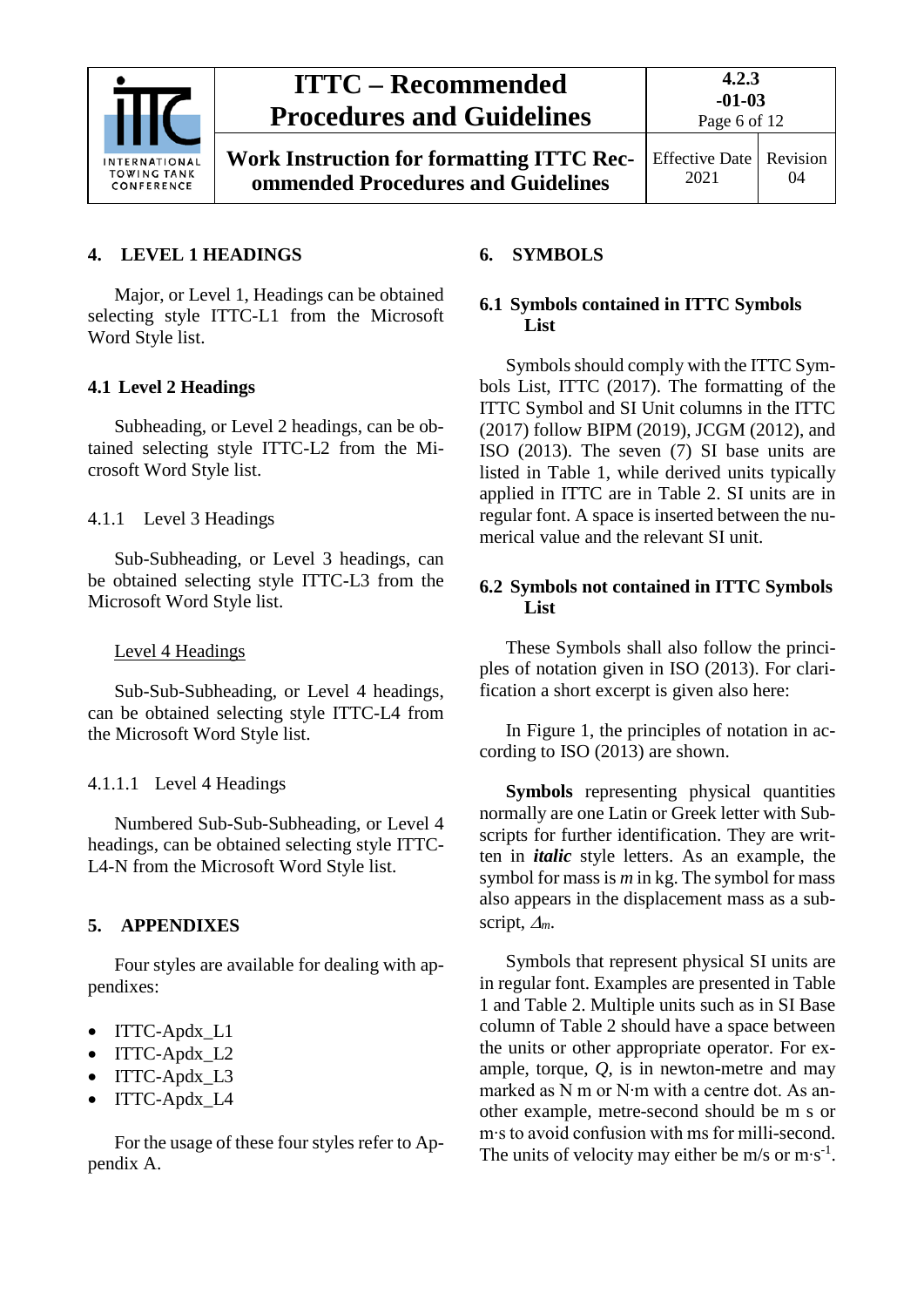## 4. LEVEL 1 HEADINGS

Major, or Level 1, Headings can be obtained selecting style ITTC-L1 from the Microsoft Word Style list.

### 4.1 Level 2 Headings

Subheading, or Level 2 headings, can be obtained selecting style ITTC-L2 from the Microsoft Word Style list.

#### 4.1.1 Level 3 Headings

Sub-Subheading, or Level 3 headings, can be obtained selecting style ITTC-L3 from the Microsoft Word Style list.

<u>Level 4 Headings</u>

Sub-Sub-Subheading, or Level 4 headings, can be obtained selecting style ITTC-L4 from the Microsoft Word Style list.

##### 4.1.1.1 Level 4 Headings

Numbered Sub-Sub-Subheading, or Level 4 headings, can be obtained selecting style ITTC-L4-N from the Microsoft Word Style list.

## 5. APPENDIXES

Four styles are available for dealing with appendixes:

- ITTC-Apdx_L1
- ITTC-Apdx_L2
- ITTC-Apdx_L3
- ITTC-Apdx_L4

For the usage of these four styles refer to Appendix A.

## 6. SYMBOLS

### 6.1 Symbols contained in ITTC Symbols List

Symbols should comply with the ITTC Symbols List, ITTC (2017). The formatting of the ITTC Symbol and SI Unit columns in the ITTC (2017) follow BIPM (2019), JCGM (2012), and ISO (2013). The seven (7) SI base units are listed in Table 1, while derived units typically applied in ITTC are in Table 2. SI units are in regular font. A space is inserted between the numerical value and the relevant SI unit.

### 6.2 Symbols not contained in ITTC Symbols List

These Symbols shall also follow the principles of notation given in ISO (2013). For clarification a short excerpt is given also here:

In Figure 1, the principles of notation in according to ISO (2013) are shown.

**Symbols** representing physical quantities normally are one Latin or Greek letter with Subscripts for further identification. They are written in ***italic*** style letters. As an example, the symbol for mass is $m$ in kg. The symbol for mass also appears in the displacement mass as a subscript, $\Delta_m$.

Symbols that represent physical SI units are in regular font. Examples are presented in Table 1 and Table 2. Multiple units such as in SI Base column of Table 2 should have a space between the units or other appropriate operator. For example, torque, $Q$, is in newton-metre and may marked as N m or N·m with a centre dot. As another example, metre-second should be m s or m·s to avoid confusion with ms for milli-second. The units of velocity may either be m/s or m·s$^{-1}$.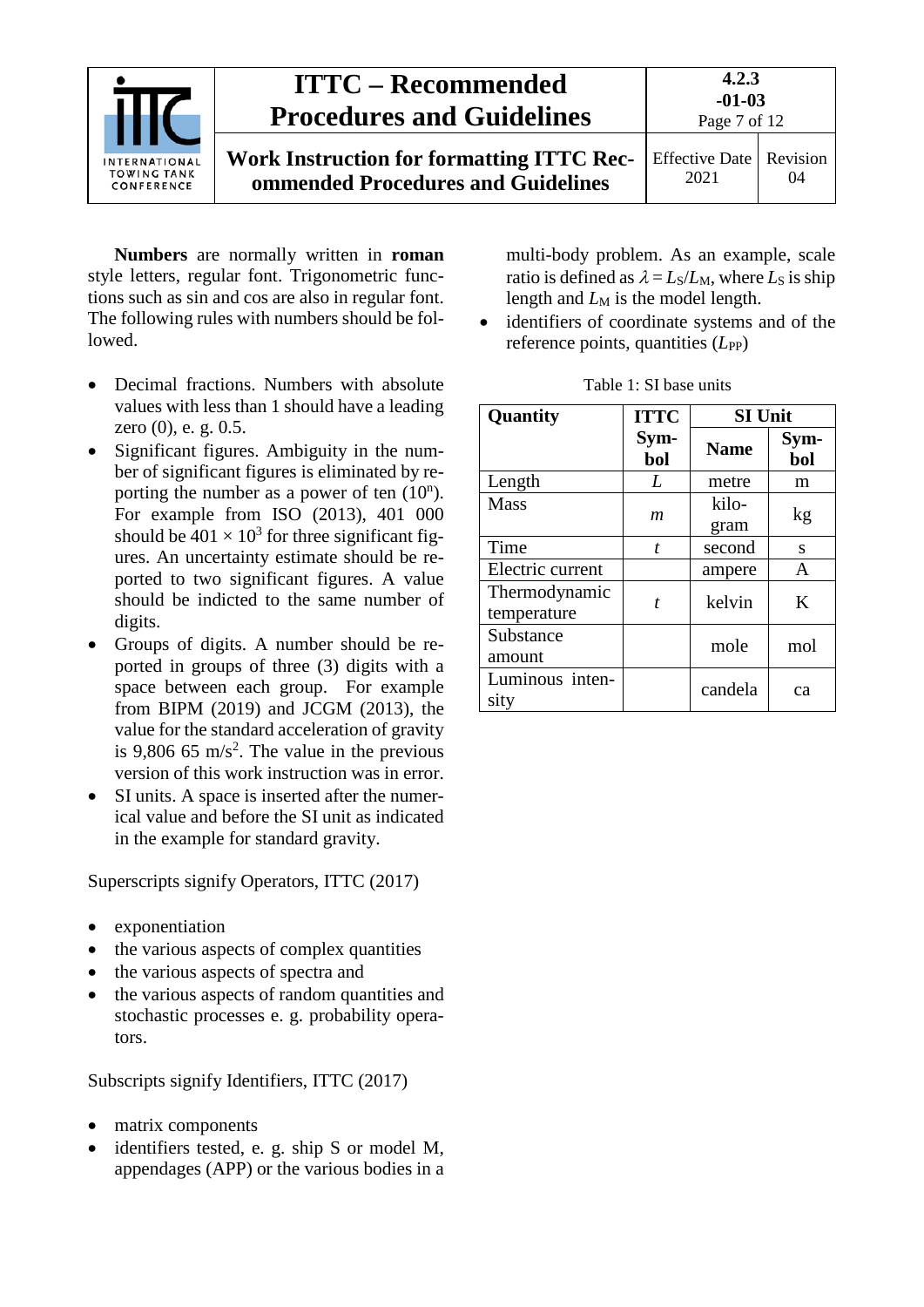**Numbers** are normally written in **roman** style letters, regular font. Trigonometric functions such as sin and cos are also in regular font. The following rules with numbers should be followed.

- Decimal fractions. Numbers with absolute values with less than 1 should have a leading zero (0), e. g. 0.5.
- Significant figures. Ambiguity in the number of significant figures is eliminated by reporting the number as a power of ten ($10^n$). For example from ISO (2013), 401 000 should be $401 \times 10^3$ for three significant figures. An uncertainty estimate should be reported to two significant figures. A value should be indicted to the same number of digits.
- Groups of digits. A number should be reported in groups of three (3) digits with a space between each group. For example from BIPM (2019) and JCGM (2013), the value for the standard acceleration of gravity is 9,806 65 m/s$^2$. The value in the previous version of this work instruction was in error.
- SI units. A space is inserted after the numerical value and before the SI unit as indicated in the example for standard gravity.

Superscripts signify Operators, ITTC (2017)

- exponentiation
- the various aspects of complex quantities
- the various aspects of spectra and
- the various aspects of random quantities and stochastic processes e. g. probability operators.

Subscripts signify Identifiers, ITTC (2017)

- matrix components
- identifiers tested, e. g. ship S or model M, appendages (APP) or the various bodies in a multi-body problem. As an example, scale ratio is defined as $\lambda = L_S/L_M$, where $L_S$ is ship length and $L_M$ is the model length.
- identifiers of coordinate systems and of the reference points, quantities ($L_{PP}$)

Table 1: SI base units

| **Quantity** | **ITTC Symbol** | **SI Unit** | |
|---|---|---|---|
| | | **Name** | **Symbol** |
| Length | $L$ | metre | m |
| Mass | $m$ | kilogram | kg |
| Time | $t$ | second | s |
| Electric current | | ampere | A |
| Thermodynamic temperature | $t$ | kelvin | K |
| Substance amount | | mole | mol |
| Luminous intensity | | candela | ca |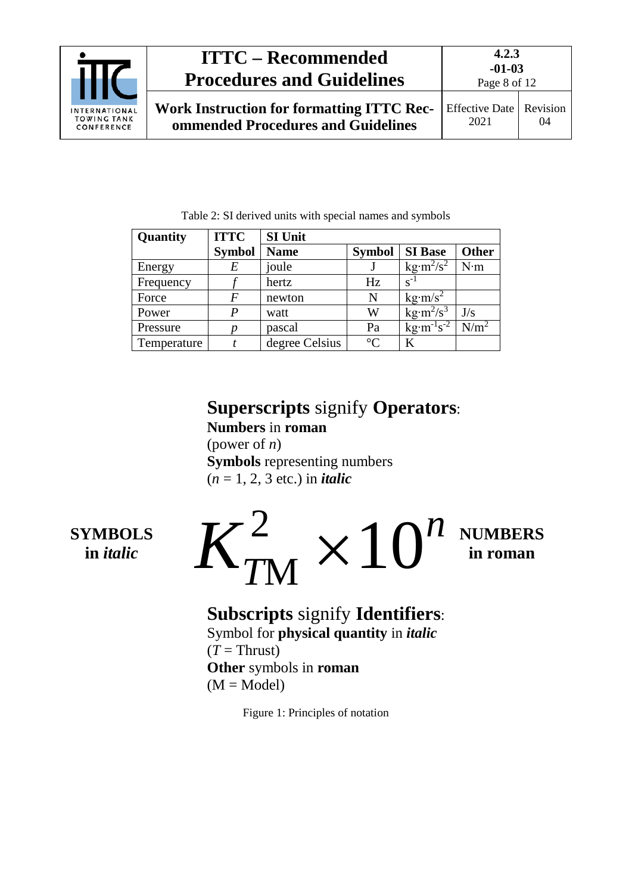Table 2: SI derived units with special names and symbols

| Quantity | ITTC | SI Unit | | | |
|---|---|---|---|---|---|
| | Symbol | Name | Symbol | SI Base | Other |
| Energy | $E$ | joule | J | $kg{\cdot}m^2/s^2$ | N·m |
| Frequency | $f$ | hertz | Hz | $s^{-1}$ | |
| Force | $F$ | newton | N | $kg{\cdot}m/s^2$ | |
| Power | $P$ | watt | W | $kg{\cdot}m^2/s^3$ | J/s |
| Pressure | $p$ | pascal | Pa | $kg{\cdot}m^{-1}s^{-2}$ | $N/m^2$ |
| Temperature | $t$ | degree Celsius | °C | K | |

**Superscripts** signify **Operators**:
**Numbers** in **roman**
(power of $n$)
**Symbols** representing numbers
($n$ = 1, 2, 3 etc.) in ***italic***

**SYMBOLS in *italic***

$$K_{T\mathrm{M}}^{2} \times 10^{n}$$

**NUMBERS in roman**

**Subscripts** signify **Identifiers**:
Symbol for **physical quantity** in ***italic***
($T$ = Thrust)
**Other** symbols in **roman**
(M = Model)

Figure 1: Principles of notation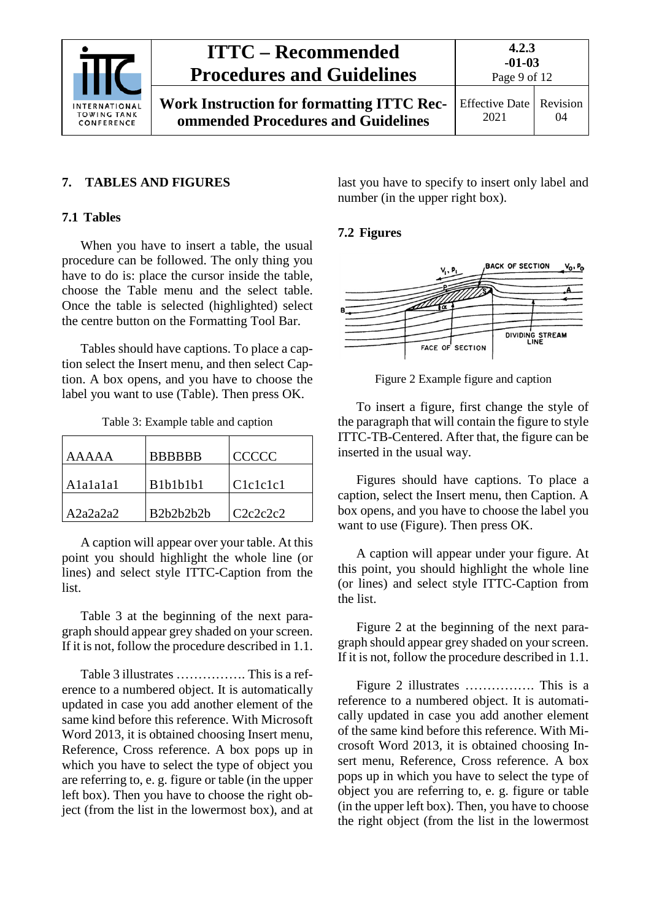## 7. TABLES AND FIGURES

### 7.1 Tables

When you have to insert a table, the usual procedure can be followed. The only thing you have to do is: place the cursor inside the table, choose the Table menu and the select table. Once the table is selected (highlighted) select the centre button on the Formatting Tool Bar.

Tables should have captions. To place a caption select the Insert menu, and then select Caption. A box opens, and you have to choose the label you want to use (Table). Then press OK.

Table 3: Example table and caption

| AAAAA | BBBBBB | CCCCC |
|---|---|---|
| A1a1a1a1 | B1b1b1b1 | C1c1c1c1 |
| A2a2a2a2 | B2b2b2b2b | C2c2c2c2 |

A caption will appear over your table. At this point you should highlight the whole line (or lines) and select style ITTC-Caption from the list.

Table 3 at the beginning of the next paragraph should appear grey shaded on your screen. If it is not, follow the procedure described in 1.1.

Table 3 illustrates ……………. This is a reference to a numbered object. It is automatically updated in case you add another element of the same kind before this reference. With Microsoft Word 2013, it is obtained choosing Insert menu, Reference, Cross reference. A box pops up in which you have to select the type of object you are referring to, e. g. figure or table (in the upper left box). Then you have to choose the right object (from the list in the lowermost box), and at last you have to specify to insert only label and number (in the upper right box).

### 7.2 Figures

Figure 2 Example figure and caption

To insert a figure, first change the style of the paragraph that will contain the figure to style ITTC-TB-Centered. After that, the figure can be inserted in the usual way.

Figures should have captions. To place a caption, select the Insert menu, then Caption. A box opens, and you have to choose the label you want to use (Figure). Then press OK.

A caption will appear under your figure. At this point, you should highlight the whole line (or lines) and select style ITTC-Caption from the list.

Figure 2 at the beginning of the next paragraph should appear grey shaded on your screen. If it is not, follow the procedure described in 1.1.

Figure 2 illustrates ……………. This is a reference to a numbered object. It is automatically updated in case you add another element of the same kind before this reference. With Microsoft Word 2013, it is obtained choosing Insert menu, Reference, Cross reference. A box pops up in which you have to select the type of object you are referring to, e. g. figure or table (in the upper left box). Then, you have to choose the right object (from the list in the lowermost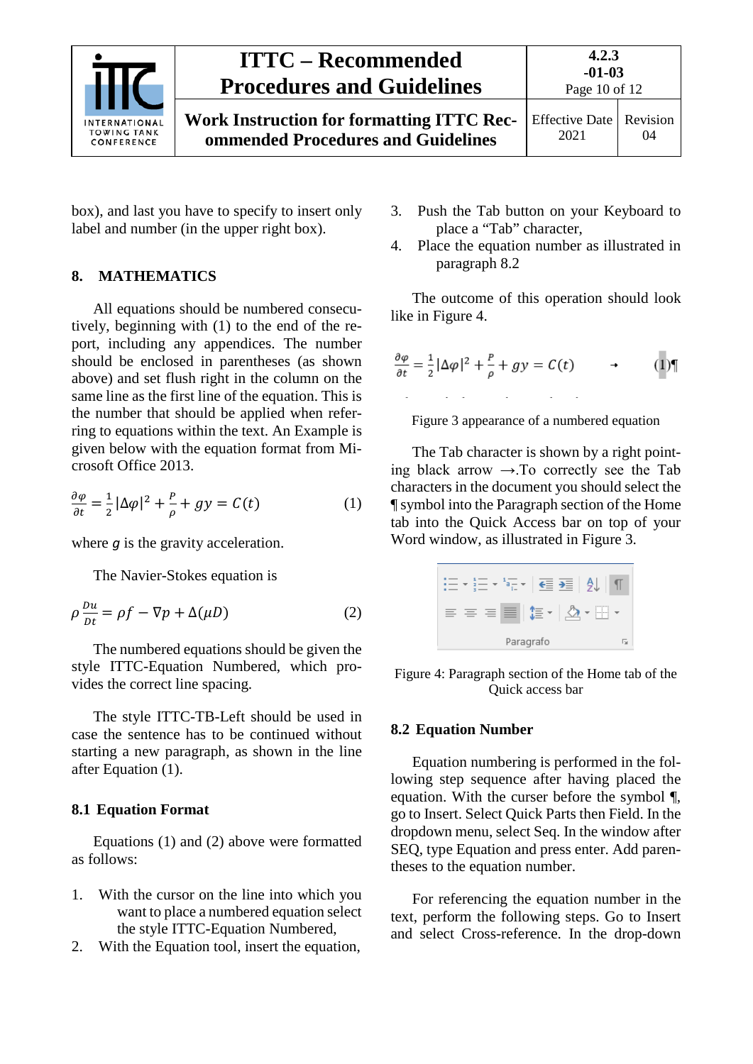box), and last you have to specify to insert only label and number (in the upper right box).

## 8. MATHEMATICS

All equations should be numbered consecutively, beginning with (1) to the end of the report, including any appendices. The number should be enclosed in parentheses (as shown above) and set flush right in the column on the same line as the first line of the equation. This is the number that should be applied when referring to equations within the text. An Example is given below with the equation format from Microsoft Office 2013.

$$\frac{\partial\varphi}{\partial t} = \frac{1}{2}|\Delta\varphi|^2 + \frac{P}{\rho} + gy = C(t) \tag{1}$$

where $g$ is the gravity acceleration.

The Navier-Stokes equation is

$$\rho\frac{Du}{Dt} = \rho f - \nabla p + \Delta(\mu D) \tag{2}$$

The numbered equations should be given the style ITTC-Equation Numbered, which provides the correct line spacing.

The style ITTC-TB-Left should be used in case the sentence has to be continued without starting a new paragraph, as shown in the line after Equation (1).

### 8.1 Equation Format

Equations (1) and (2) above were formatted as follows:

1. With the cursor on the line into which you want to place a numbered equation select the style ITTC-Equation Numbered,
2. With the Equation tool, insert the equation,
3. Push the Tab button on your Keyboard to place a “Tab” character,
4. Place the equation number as illustrated in paragraph 8.2

The outcome of this operation should look like in Figure 4.

$$\frac{\partial\varphi}{\partial t} = \frac{1}{2}|\Delta\varphi|^2 + \frac{P}{\rho} + gy = C(t) \quad \rightarrow \quad (1)¶$$

Figure 3 appearance of a numbered equation

The Tab character is shown by a right pointing black arrow →.To correctly see the Tab characters in the document you should select the ¶ symbol into the Paragraph section of the Home tab into the Quick Access bar on top of your Word window, as illustrated in Figure 3.

Paragrafo

Figure 4: Paragraph section of the Home tab of the Quick access bar

### 8.2 Equation Number

Equation numbering is performed in the following step sequence after having placed the equation. With the curser before the symbol ¶, go to Insert. Select Quick Parts then Field. In the dropdown menu, select Seq. In the window after SEQ, type Equation and press enter. Add parentheses to the equation number.

For referencing the equation number in the text, perform the following steps. Go to Insert and select Cross-reference. In the drop-down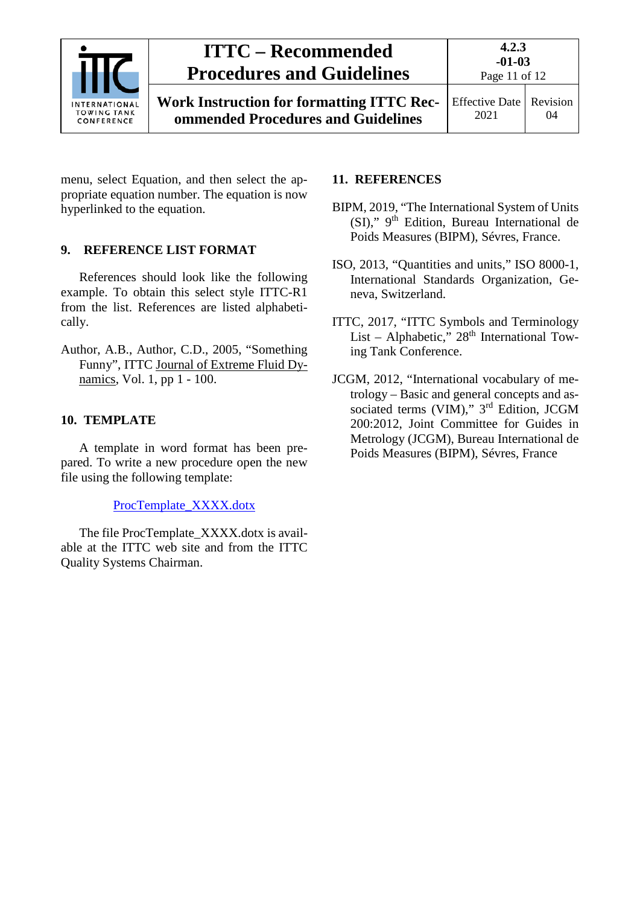menu, select Equation, and then select the appropriate equation number. The equation is now hyperlinked to the equation.

## 9. REFERENCE LIST FORMAT

References should look like the following example. To obtain this select style ITTC-R1 from the list. References are listed alphabetically.

Author, A.B., Author, C.D., 2005, "Something Funny", ITTC Journal of Extreme Fluid Dynamics, Vol. 1, pp 1 - 100.

## 10. TEMPLATE

A template in word format has been prepared. To write a new procedure open the new file using the following template:

ProcTemplate_XXXX.dotx

The file ProcTemplate_XXXX.dotx is available at the ITTC web site and from the ITTC Quality Systems Chairman.

## 11. REFERENCES

BIPM, 2019, "The International System of Units (SI)," 9th Edition, Bureau International de Poids Measures (BIPM), Sévres, France.

ISO, 2013, "Quantities and units," ISO 8000-1, International Standards Organization, Geneva, Switzerland.

ITTC, 2017, "ITTC Symbols and Terminology List – Alphabetic," 28th International Towing Tank Conference.

JCGM, 2012, "International vocabulary of metrology – Basic and general concepts and associated terms (VIM)," 3rd Edition, JCGM 200:2012, Joint Committee for Guides in Metrology (JCGM), Bureau International de Poids Measures (BIPM), Sévres, France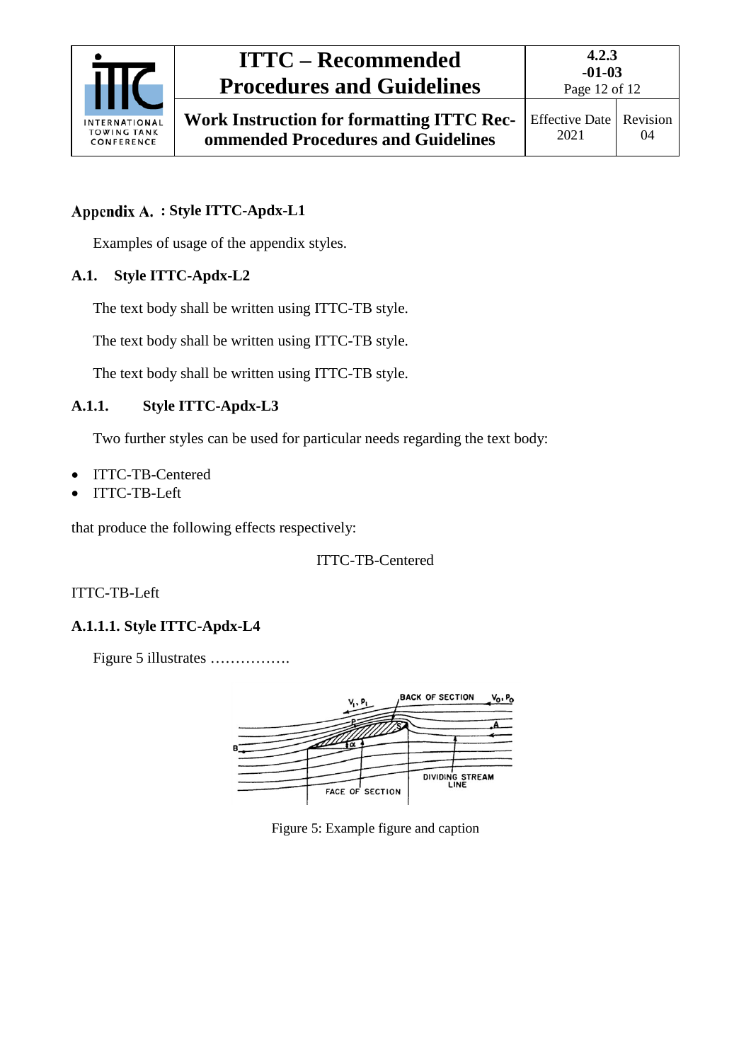# Appendix A. : Style ITTC-Apdx-L1

Examples of usage of the appendix styles.

## A.1. Style ITTC-Apdx-L2

The text body shall be written using ITTC-TB style.

The text body shall be written using ITTC-TB style.

The text body shall be written using ITTC-TB style.

### A.1.1. Style ITTC-Apdx-L3

Two further styles can be used for particular needs regarding the text body:

- ITTC-TB-Centered
- ITTC-TB-Left

that produce the following effects respectively:

ITTC-TB-Centered

ITTC-TB-Left

#### A.1.1.1. Style ITTC-Apdx-L4

Figure 5 illustrates …………….

BACK OF SECTION
$V_1, P_1$
$V_0, P_0$
P
S
A
B
α
DIVIDING STREAM LINE
FACE OF SECTION

Figure 5: Example figure and caption